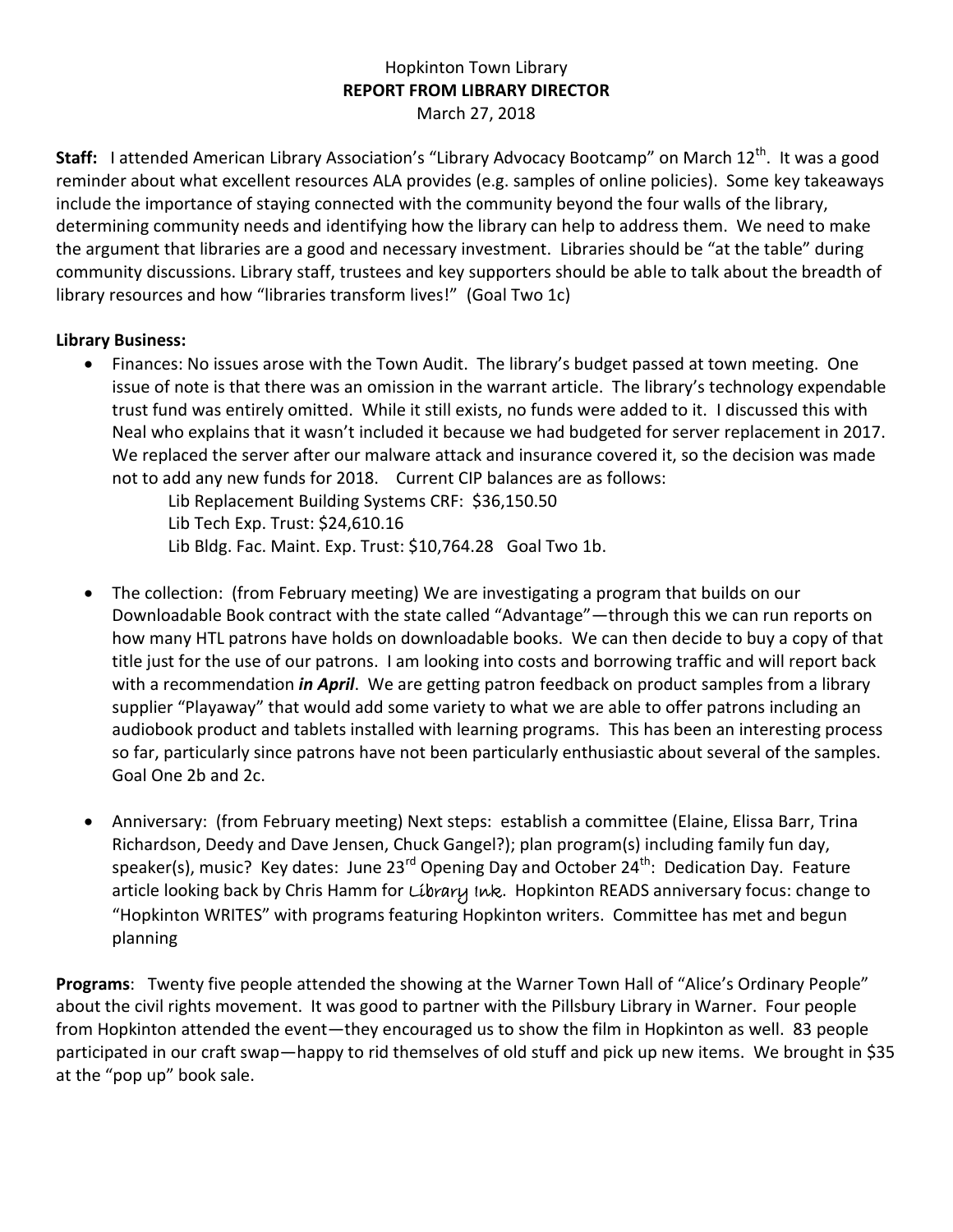Hopkinton Town Library

**REPORT FROM LIBRARY DIRECTOR**

March 27, 2018

**Staff:** I attended American Library Association's "Library Advocacy Bootcamp" on March 12th. It was a good reminder about what excellent resources ALA provides (e.g. samples of online policies). Some key takeaways include the importance of staying connected with the community beyond the four walls of the library, determining community needs and identifying how the library can help to address them. We need to make the argument that libraries are a good and necessary investment. Libraries should be "at the table" during community discussions. Library staff, trustees and key supporters should be able to talk about the breadth of library resources and how "libraries transform lives!" (Goal Two 1c)

**Library Business:**

- Finances: No issues arose with the Town Audit. The library's budget passed at town meeting. One issue of note is that there was an omission in the warrant article. The library's technology expendable trust fund was entirely omitted. While it still exists, no funds were added to it. I discussed this with Neal who explains that it wasn't included it because we had budgeted for server replacement in 2017. We replaced the server after our malware attack and insurance covered it, so the decision was made not to add any new funds for 2018. Current CIP balances are as follows:

  Lib Replacement Building Systems CRF: $36,150.50
  Lib Tech Exp. Trust: $24,610.16
  Lib Bldg. Fac. Maint. Exp. Trust: $10,764.28 Goal Two 1b.

- The collection: (from February meeting) We are investigating a program that builds on our Downloadable Book contract with the state called "Advantage"—through this we can run reports on how many HTL patrons have holds on downloadable books. We can then decide to buy a copy of that title just for the use of our patrons. I am looking into costs and borrowing traffic and will report back with a recommendation ***in April***. We are getting patron feedback on product samples from a library supplier "Playaway" that would add some variety to what we are able to offer patrons including an audiobook product and tablets installed with learning programs. This has been an interesting process so far, particularly since patrons have not been particularly enthusiastic about several of the samples. Goal One 2b and 2c.

- Anniversary: (from February meeting) Next steps: establish a committee (Elaine, Elissa Barr, Trina Richardson, Deedy and Dave Jensen, Chuck Gangel?); plan program(s) including family fun day, speaker(s), music? Key dates: June 23rd Opening Day and October 24th: Dedication Day. Feature article looking back by Chris Hamm for Library Ink. Hopkinton READS anniversary focus: change to "Hopkinton WRITES" with programs featuring Hopkinton writers. Committee has met and begun planning

**Programs**: Twenty five people attended the showing at the Warner Town Hall of "Alice's Ordinary People" about the civil rights movement. It was good to partner with the Pillsbury Library in Warner. Four people from Hopkinton attended the event—they encouraged us to show the film in Hopkinton as well. 83 people participated in our craft swap—happy to rid themselves of old stuff and pick up new items. We brought in $35 at the "pop up" book sale.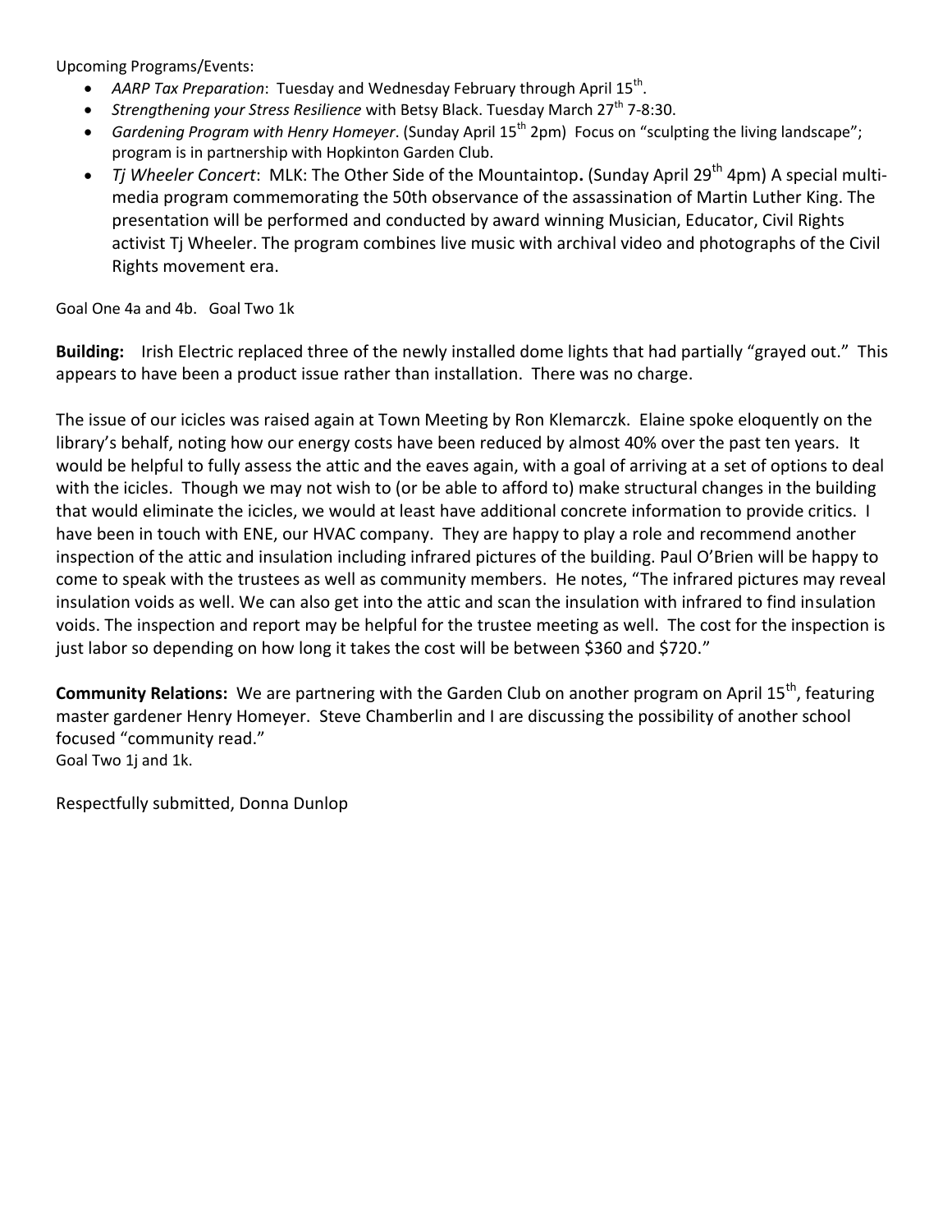Upcoming Programs/Events:

- *AARP Tax Preparation*: Tuesday and Wednesday February through April 15th.
- *Strengthening your Stress Resilience* with Betsy Black. Tuesday March 27th 7-8:30.
- *Gardening Program with Henry Homeyer*. (Sunday April 15th 2pm) Focus on "sculpting the living landscape"; program is in partnership with Hopkinton Garden Club.
- *Tj Wheeler Concert*: MLK: The Other Side of the Mountaintop**.** (Sunday April 29th 4pm) A special multi-media program commemorating the 50th observance of the assassination of Martin Luther King. The presentation will be performed and conducted by award winning Musician, Educator, Civil Rights activist Tj Wheeler. The program combines live music with archival video and photographs of the Civil Rights movement era.

Goal One 4a and 4b. Goal Two 1k

**Building:** Irish Electric replaced three of the newly installed dome lights that had partially "grayed out." This appears to have been a product issue rather than installation. There was no charge.

The issue of our icicles was raised again at Town Meeting by Ron Klemarczk. Elaine spoke eloquently on the library's behalf, noting how our energy costs have been reduced by almost 40% over the past ten years. It would be helpful to fully assess the attic and the eaves again, with a goal of arriving at a set of options to deal with the icicles. Though we may not wish to (or be able to afford to) make structural changes in the building that would eliminate the icicles, we would at least have additional concrete information to provide critics. I have been in touch with ENE, our HVAC company. They are happy to play a role and recommend another inspection of the attic and insulation including infrared pictures of the building. Paul O'Brien will be happy to come to speak with the trustees as well as community members. He notes, "The infrared pictures may reveal insulation voids as well. We can also get into the attic and scan the insulation with infrared to find insulation voids. The inspection and report may be helpful for the trustee meeting as well. The cost for the inspection is just labor so depending on how long it takes the cost will be between $360 and $720."

**Community Relations:** We are partnering with the Garden Club on another program on April 15th, featuring master gardener Henry Homeyer. Steve Chamberlin and I are discussing the possibility of another school focused "community read."
Goal Two 1j and 1k.

Respectfully submitted, Donna Dunlop